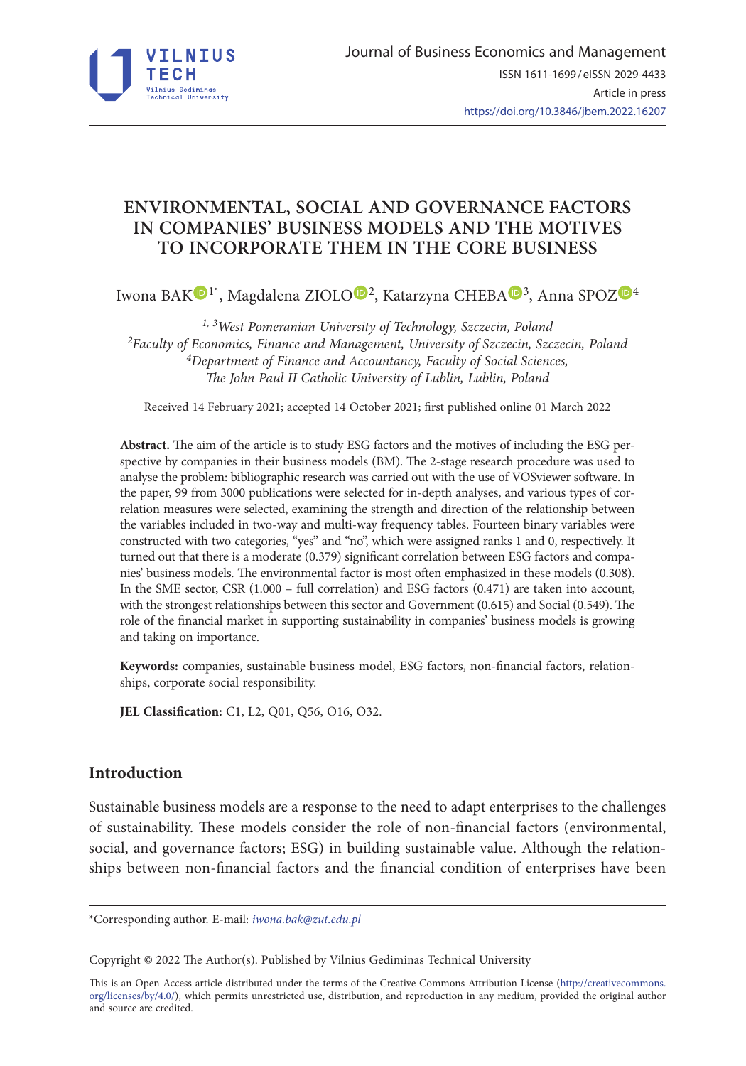# ENVIRONMENTAL, SOCIAL AND GOVERNANCE FACTORS IN COMPANIES' BUSINESS MODELS AND THE MOTIVES TO INCORPORATE THEM IN THE CORE BUSINESS

Iwona BAK [1*], Magdalena ZIOLO [2], Katarzyna CHEBA [3], Anna SPOZ [4]

*[1, 3]West Pomeranian University of Technology, Szczecin, Poland*
*[2]Faculty of Economics, Finance and Management, University of Szczecin, Szczecin, Poland*
*[4]Department of Finance and Accountancy, Faculty of Social Sciences, The John Paul II Catholic University of Lublin, Lublin, Poland*

Received 14 February 2021; accepted 14 October 2021; first published online 01 March 2022

**Abstract.** The aim of the article is to study ESG factors and the motives of including the ESG perspective by companies in their business models (BM). The 2-stage research procedure was used to analyse the problem: bibliographic research was carried out with the use of VOSviewer software. In the paper, 99 from 3000 publications were selected for in-depth analyses, and various types of correlation measures were selected, examining the strength and direction of the relationship between the variables included in two-way and multi-way frequency tables. Fourteen binary variables were constructed with two categories, "yes" and "no", which were assigned ranks 1 and 0, respectively. It turned out that there is a moderate (0.379) significant correlation between ESG factors and companies' business models. The environmental factor is most often emphasized in these models (0.308). In the SME sector, CSR (1.000 – full correlation) and ESG factors (0.471) are taken into account, with the strongest relationships between this sector and Government (0.615) and Social (0.549). The role of the financial market in supporting sustainability in companies' business models is growing and taking on importance.

**Keywords:** companies, sustainable business model, ESG factors, non-financial factors, relationships, corporate social responsibility.

**JEL Classification:** C1, L2, Q01, Q56, O16, O32.

## Introduction

Sustainable business models are a response to the need to adapt enterprises to the challenges of sustainability. These models consider the role of non-financial factors (environmental, social, and governance factors; ESG) in building sustainable value. Although the relationships between non-financial factors and the financial condition of enterprises have been

---

*Corresponding author. E-mail: *iwona.bak@zut.edu.pl*

Copyright © 2022 The Author(s). Published by Vilnius Gediminas Technical University

This is an Open Access article distributed under the terms of the Creative Commons Attribution License (http://creativecommons.org/licenses/by/4.0/), which permits unrestricted use, distribution, and reproduction in any medium, provided the original author and source are credited.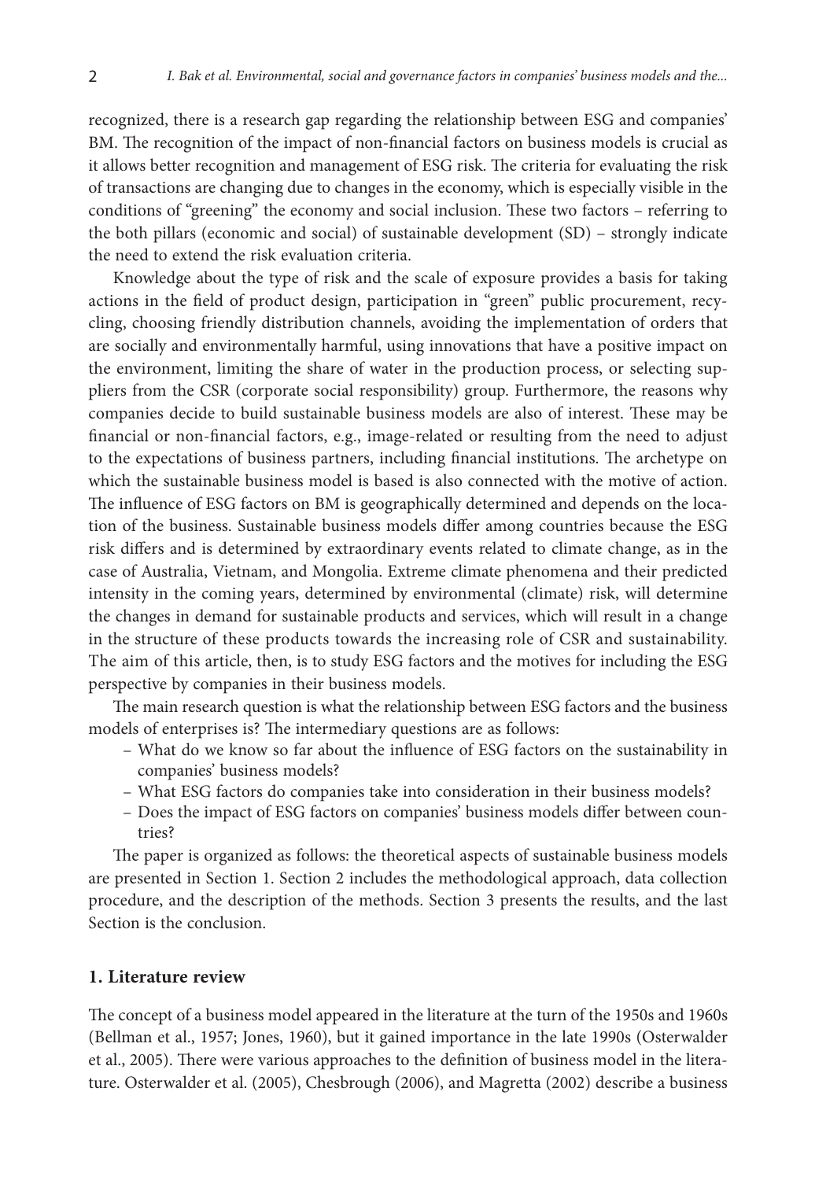recognized, there is a research gap regarding the relationship between ESG and companies' BM. The recognition of the impact of non-financial factors on business models is crucial as it allows better recognition and management of ESG risk. The criteria for evaluating the risk of transactions are changing due to changes in the economy, which is especially visible in the conditions of "greening" the economy and social inclusion. These two factors – referring to the both pillars (economic and social) of sustainable development (SD) – strongly indicate the need to extend the risk evaluation criteria.

Knowledge about the type of risk and the scale of exposure provides a basis for taking actions in the field of product design, participation in "green" public procurement, recycling, choosing friendly distribution channels, avoiding the implementation of orders that are socially and environmentally harmful, using innovations that have a positive impact on the environment, limiting the share of water in the production process, or selecting suppliers from the CSR (corporate social responsibility) group. Furthermore, the reasons why companies decide to build sustainable business models are also of interest. These may be financial or non-financial factors, e.g., image-related or resulting from the need to adjust to the expectations of business partners, including financial institutions. The archetype on which the sustainable business model is based is also connected with the motive of action. The influence of ESG factors on BM is geographically determined and depends on the location of the business. Sustainable business models differ among countries because the ESG risk differs and is determined by extraordinary events related to climate change, as in the case of Australia, Vietnam, and Mongolia. Extreme climate phenomena and their predicted intensity in the coming years, determined by environmental (climate) risk, will determine the changes in demand for sustainable products and services, which will result in a change in the structure of these products towards the increasing role of CSR and sustainability. The aim of this article, then, is to study ESG factors and the motives for including the ESG perspective by companies in their business models.

The main research question is what the relationship between ESG factors and the business models of enterprises is? The intermediary questions are as follows:

- What do we know so far about the influence of ESG factors on the sustainability in companies' business models?
- What ESG factors do companies take into consideration in their business models?
- Does the impact of ESG factors on companies' business models differ between countries?

The paper is organized as follows: the theoretical aspects of sustainable business models are presented in Section 1. Section 2 includes the methodological approach, data collection procedure, and the description of the methods. Section 3 presents the results, and the last Section is the conclusion.

## 1. Literature review

The concept of a business model appeared in the literature at the turn of the 1950s and 1960s (Bellman et al., 1957; Jones, 1960), but it gained importance in the late 1990s (Osterwalder et al., 2005). There were various approaches to the definition of business model in the literature. Osterwalder et al. (2005), Chesbrough (2006), and Magretta (2002) describe a business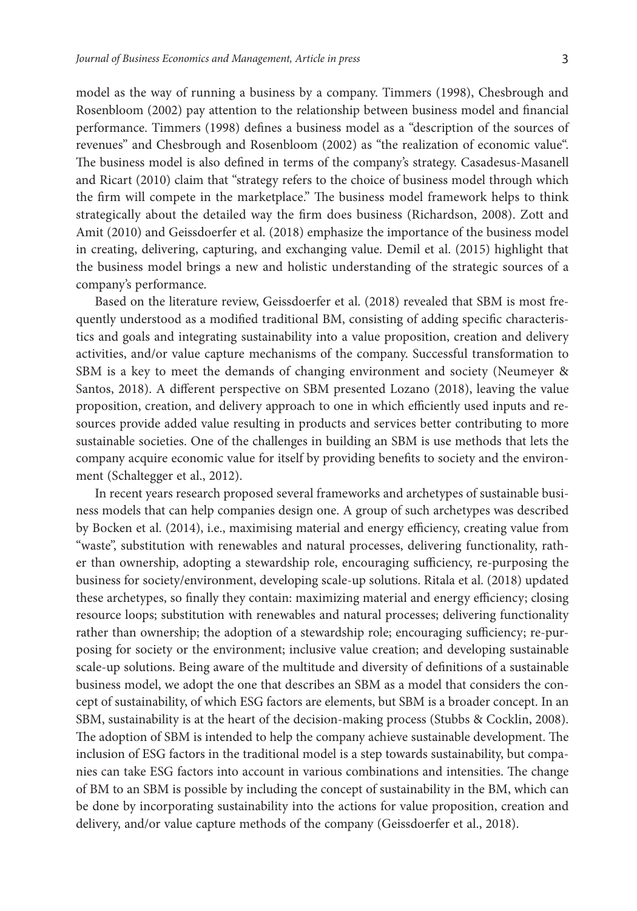model as the way of running a business by a company. Timmers (1998), Chesbrough and Rosenbloom (2002) pay attention to the relationship between business model and financial performance. Timmers (1998) defines a business model as a "description of the sources of revenues" and Chesbrough and Rosenbloom (2002) as "the realization of economic value". The business model is also defined in terms of the company's strategy. Casadesus-Masanell and Ricart (2010) claim that "strategy refers to the choice of business model through which the firm will compete in the marketplace." The business model framework helps to think strategically about the detailed way the firm does business (Richardson, 2008). Zott and Amit (2010) and Geissdoerfer et al. (2018) emphasize the importance of the business model in creating, delivering, capturing, and exchanging value. Demil et al. (2015) highlight that the business model brings a new and holistic understanding of the strategic sources of a company's performance.

Based on the literature review, Geissdoerfer et al. (2018) revealed that SBM is most frequently understood as a modified traditional BM, consisting of adding specific characteristics and goals and integrating sustainability into a value proposition, creation and delivery activities, and/or value capture mechanisms of the company. Successful transformation to SBM is a key to meet the demands of changing environment and society (Neumeyer & Santos, 2018). A different perspective on SBM presented Lozano (2018), leaving the value proposition, creation, and delivery approach to one in which efficiently used inputs and resources provide added value resulting in products and services better contributing to more sustainable societies. One of the challenges in building an SBM is use methods that lets the company acquire economic value for itself by providing benefits to society and the environment (Schaltegger et al., 2012).

In recent years research proposed several frameworks and archetypes of sustainable business models that can help companies design one. A group of such archetypes was described by Bocken et al. (2014), i.e., maximising material and energy efficiency, creating value from "waste", substitution with renewables and natural processes, delivering functionality, rather than ownership, adopting a stewardship role, encouraging sufficiency, re-purposing the business for society/environment, developing scale-up solutions. Ritala et al. (2018) updated these archetypes, so finally they contain: maximizing material and energy efficiency; closing resource loops; substitution with renewables and natural processes; delivering functionality rather than ownership; the adoption of a stewardship role; encouraging sufficiency; re-purposing for society or the environment; inclusive value creation; and developing sustainable scale-up solutions. Being aware of the multitude and diversity of definitions of a sustainable business model, we adopt the one that describes an SBM as a model that considers the concept of sustainability, of which ESG factors are elements, but SBM is a broader concept. In an SBM, sustainability is at the heart of the decision-making process (Stubbs & Cocklin, 2008). The adoption of SBM is intended to help the company achieve sustainable development. The inclusion of ESG factors in the traditional model is a step towards sustainability, but companies can take ESG factors into account in various combinations and intensities. The change of BM to an SBM is possible by including the concept of sustainability in the BM, which can be done by incorporating sustainability into the actions for value proposition, creation and delivery, and/or value capture methods of the company (Geissdoerfer et al., 2018).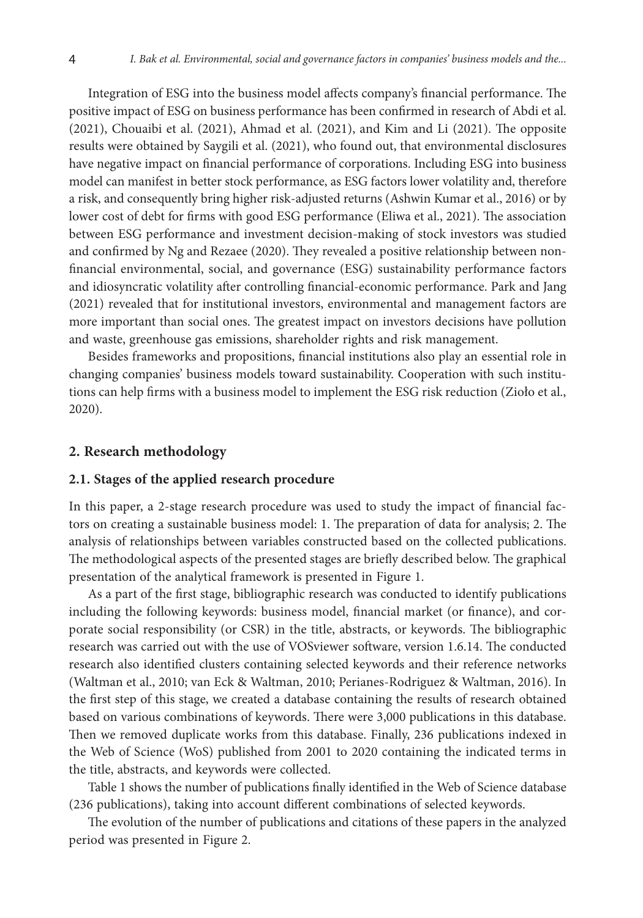Integration of ESG into the business model affects company's financial performance. The positive impact of ESG on business performance has been confirmed in research of Abdi et al. (2021), Chouaibi et al. (2021), Ahmad et al. (2021), and Kim and Li (2021). The opposite results were obtained by Saygili et al. (2021), who found out, that environmental disclosures have negative impact on financial performance of corporations. Including ESG into business model can manifest in better stock performance, as ESG factors lower volatility and, therefore a risk, and consequently bring higher risk-adjusted returns (Ashwin Kumar et al., 2016) or by lower cost of debt for firms with good ESG performance (Eliwa et al., 2021). The association between ESG performance and investment decision-making of stock investors was studied and confirmed by Ng and Rezaee (2020). They revealed a positive relationship between non-financial environmental, social, and governance (ESG) sustainability performance factors and idiosyncratic volatility after controlling financial-economic performance. Park and Jang (2021) revealed that for institutional investors, environmental and management factors are more important than social ones. The greatest impact on investors decisions have pollution and waste, greenhouse gas emissions, shareholder rights and risk management.

Besides frameworks and propositions, financial institutions also play an essential role in changing companies' business models toward sustainability. Cooperation with such institutions can help firms with a business model to implement the ESG risk reduction (Zioło et al., 2020).

## 2. Research methodology

### 2.1. Stages of the applied research procedure

In this paper, a 2-stage research procedure was used to study the impact of financial factors on creating a sustainable business model: 1. The preparation of data for analysis; 2. The analysis of relationships between variables constructed based on the collected publications. The methodological aspects of the presented stages are briefly described below. The graphical presentation of the analytical framework is presented in Figure 1.

As a part of the first stage, bibliographic research was conducted to identify publications including the following keywords: business model, financial market (or finance), and corporate social responsibility (or CSR) in the title, abstracts, or keywords. The bibliographic research was carried out with the use of VOSviewer software, version 1.6.14. The conducted research also identified clusters containing selected keywords and their reference networks (Waltman et al., 2010; van Eck & Waltman, 2010; Perianes-Rodriguez & Waltman, 2016). In the first step of this stage, we created a database containing the results of research obtained based on various combinations of keywords. There were 3,000 publications in this database. Then we removed duplicate works from this database. Finally, 236 publications indexed in the Web of Science (WoS) published from 2001 to 2020 containing the indicated terms in the title, abstracts, and keywords were collected.

Table 1 shows the number of publications finally identified in the Web of Science database (236 publications), taking into account different combinations of selected keywords.

The evolution of the number of publications and citations of these papers in the analyzed period was presented in Figure 2.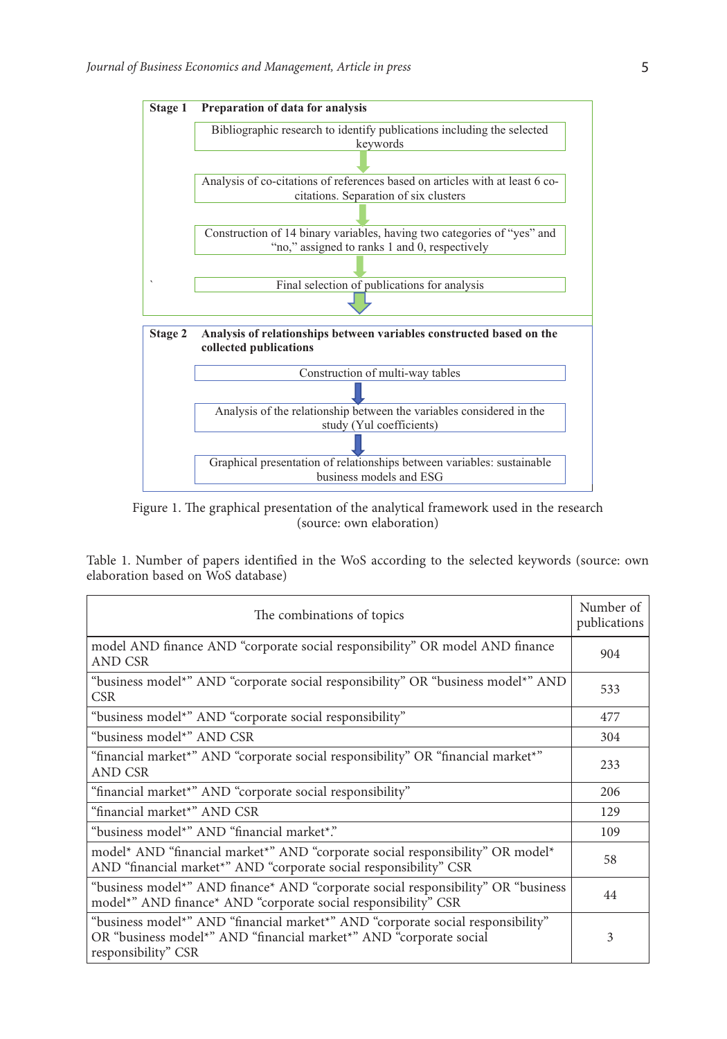**Stage 1 Preparation of data for analysis**

Bibliographic research to identify publications including the selected keywords

Analysis of co-citations of references based on articles with at least 6 co-citations. Separation of six clusters

Construction of 14 binary variables, having two categories of "yes" and "no," assigned to ranks 1 and 0, respectively

Final selection of publications for analysis

**Stage 2 Analysis of relationships between variables constructed based on the collected publications**

Construction of multi-way tables

Analysis of the relationship between the variables considered in the study (Yul coefficients)

Graphical presentation of relationships between variables: sustainable business models and ESG

Figure 1. The graphical presentation of the analytical framework used in the research (source: own elaboration)

Table 1. Number of papers identified in the WoS according to the selected keywords (source: own elaboration based on WoS database)

| The combinations of topics | Number of publications |
|---|---|
| model AND finance AND "corporate social responsibility" OR model AND finance AND CSR | 904 |
| "business model*" AND "corporate social responsibility" OR "business model*" AND CSR | 533 |
| "business model*" AND "corporate social responsibility" | 477 |
| "business model*" AND CSR | 304 |
| "financial market*" AND "corporate social responsibility" OR "financial market*" AND CSR | 233 |
| "financial market*" AND "corporate social responsibility" | 206 |
| "financial market*" AND CSR | 129 |
| "business model*" AND "financial market*." | 109 |
| model* AND "financial market*" AND "corporate social responsibility" OR model* AND "financial market*" AND "corporate social responsibility" CSR | 58 |
| "business model*" AND finance* AND "corporate social responsibility" OR "business model*" AND finance* AND "corporate social responsibility" CSR | 44 |
| "business model*" AND "financial market*" AND "corporate social responsibility" OR "business model*" AND "financial market*" AND "corporate social responsibility" CSR | 3 |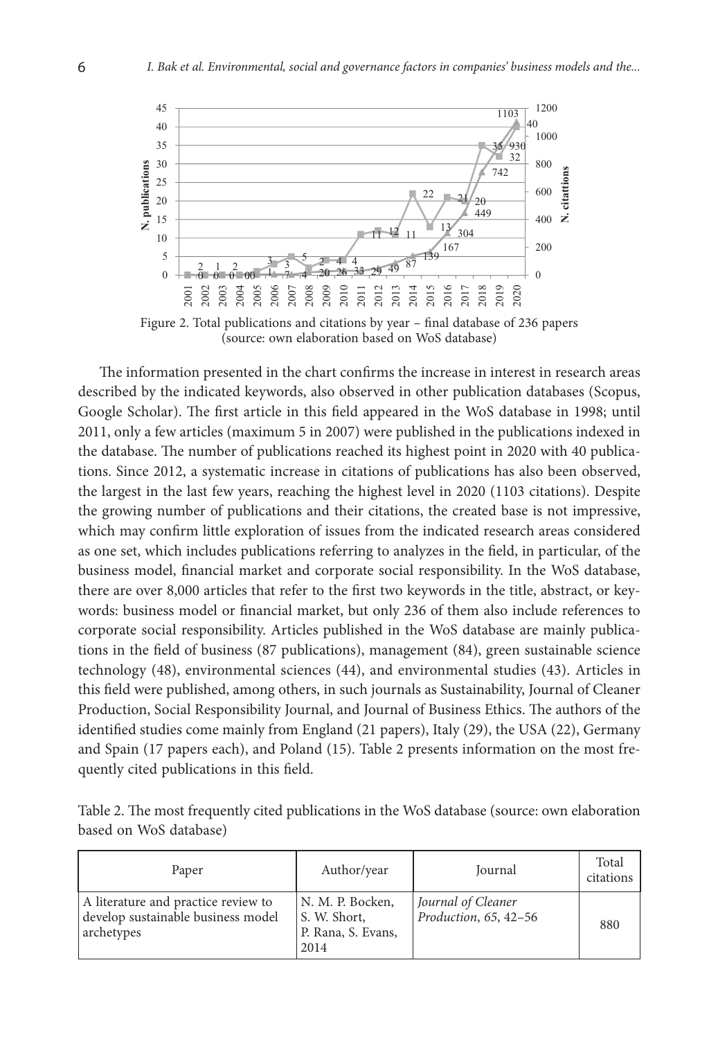Figure 2. Total publications and citations by year – final database of 236 papers (source: own elaboration based on WoS database)

The information presented in the chart confirms the increase in interest in research areas described by the indicated keywords, also observed in other publication databases (Scopus, Google Scholar). The first article in this field appeared in the WoS database in 1998; until 2011, only a few articles (maximum 5 in 2007) were published in the publications indexed in the database. The number of publications reached its highest point in 2020 with 40 publications. Since 2012, a systematic increase in citations of publications has also been observed, the largest in the last few years, reaching the highest level in 2020 (1103 citations). Despite the growing number of publications and their citations, the created base is not impressive, which may confirm little exploration of issues from the indicated research areas considered as one set, which includes publications referring to analyzes in the field, in particular, of the business model, financial market and corporate social responsibility. In the WoS database, there are over 8,000 articles that refer to the first two keywords in the title, abstract, or keywords: business model or financial market, but only 236 of them also include references to corporate social responsibility. Articles published in the WoS database are mainly publications in the field of business (87 publications), management (84), green sustainable science technology (48), environmental sciences (44), and environmental studies (43). Articles in this field were published, among others, in such journals as Sustainability, Journal of Cleaner Production, Social Responsibility Journal, and Journal of Business Ethics. The authors of the identified studies come mainly from England (21 papers), Italy (29), the USA (22), Germany and Spain (17 papers each), and Poland (15). Table 2 presents information on the most frequently cited publications in this field.

Table 2. The most frequently cited publications in the WoS database (source: own elaboration based on WoS database)

| Paper | Author/year | Journal | Total citations |
|---|---|---|---|
| A literature and practice review to develop sustainable business model archetypes | N. M. P. Bocken, S. W. Short, P. Rana, S. Evans, 2014 | *Journal of Cleaner Production*, *65*, 42–56 | 880 |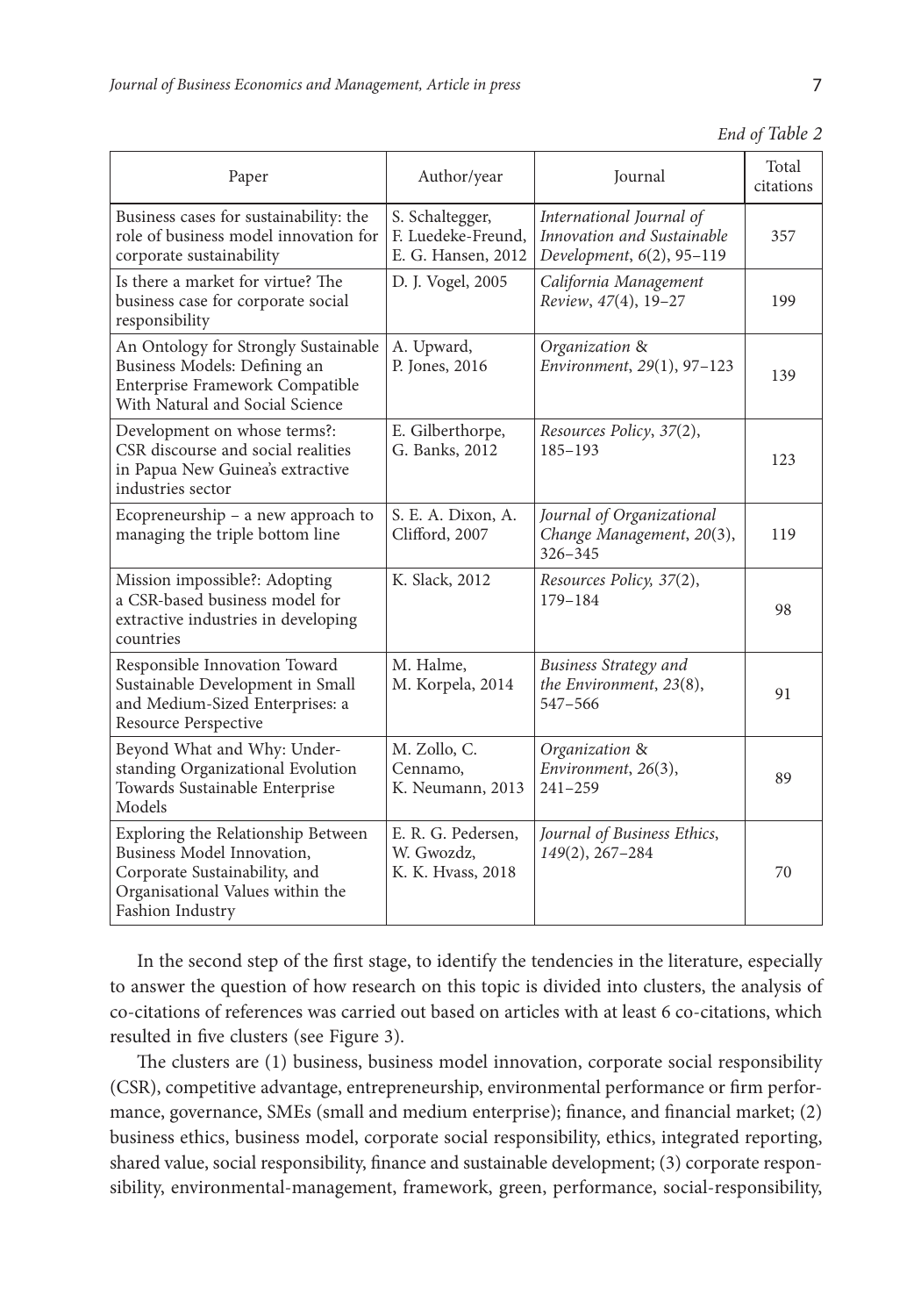*End of Table 2*

| Paper | Author/year | Journal | Total citations |
|---|---|---|---|
| Business cases for sustainability: the role of business model innovation for corporate sustainability | S. Schaltegger, F. Luedeke-Freund, E. G. Hansen, 2012 | *International Journal of Innovation and Sustainable Development, 6*(2), 95–119 | 357 |
| Is there a market for virtue? The business case for corporate social responsibility | D. J. Vogel, 2005 | *California Management Review, 47*(4), 19–27 | 199 |
| An Ontology for Strongly Sustainable Business Models: Defining an Enterprise Framework Compatible With Natural and Social Science | A. Upward, P. Jones, 2016 | *Organization & Environment, 29*(1), 97–123 | 139 |
| Development on whose terms?: CSR discourse and social realities in Papua New Guinea's extractive industries sector | E. Gilberthorpe, G. Banks, 2012 | *Resources Policy, 37*(2), 185–193 | 123 |
| Ecopreneurship – a new approach to managing the triple bottom line | S. E. A. Dixon, A. Clifford, 2007 | *Journal of Organizational Change Management, 20*(3), 326–345 | 119 |
| Mission impossible?: Adopting a CSR-based business model for extractive industries in developing countries | K. Slack, 2012 | *Resources Policy, 37*(2), 179–184 | 98 |
| Responsible Innovation Toward Sustainable Development in Small and Medium-Sized Enterprises: a Resource Perspective | M. Halme, M. Korpela, 2014 | *Business Strategy and the Environment, 23*(8), 547–566 | 91 |
| Beyond What and Why: Understanding Organizational Evolution Towards Sustainable Enterprise Models | M. Zollo, C. Cennamo, K. Neumann, 2013 | *Organization & Environment, 26*(3), 241–259 | 89 |
| Exploring the Relationship Between Business Model Innovation, Corporate Sustainability, and Organisational Values within the Fashion Industry | E. R. G. Pedersen, W. Gwozdz, K. K. Hvass, 2018 | *Journal of Business Ethics, 149*(2), 267–284 | 70 |

In the second step of the first stage, to identify the tendencies in the literature, especially to answer the question of how research on this topic is divided into clusters, the analysis of co-citations of references was carried out based on articles with at least 6 co-citations, which resulted in five clusters (see Figure 3).

The clusters are (1) business, business model innovation, corporate social responsibility (CSR), competitive advantage, entrepreneurship, environmental performance or firm performance, governance, SMEs (small and medium enterprise); finance, and financial market; (2) business ethics, business model, corporate social responsibility, ethics, integrated reporting, shared value, social responsibility, finance and sustainable development; (3) corporate responsibility, environmental-management, framework, green, performance, social-responsibility,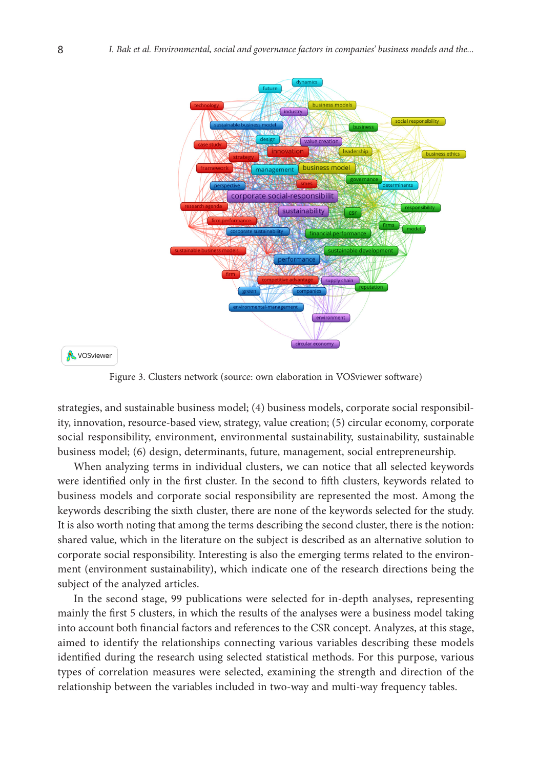Figure 3. Clusters network (source: own elaboration in VOSviewer software)

strategies, and sustainable business model; (4) business models, corporate social responsibility, innovation, resource-based view, strategy, value creation; (5) circular economy, corporate social responsibility, environment, environmental sustainability, sustainability, sustainable business model; (6) design, determinants, future, management, social entrepreneurship.

When analyzing terms in individual clusters, we can notice that all selected keywords were identified only in the first cluster. In the second to fifth clusters, keywords related to business models and corporate social responsibility are represented the most. Among the keywords describing the sixth cluster, there are none of the keywords selected for the study. It is also worth noting that among the terms describing the second cluster, there is the notion: shared value, which in the literature on the subject is described as an alternative solution to corporate social responsibility. Interesting is also the emerging terms related to the environment (environment sustainability), which indicate one of the research directions being the subject of the analyzed articles.

In the second stage, 99 publications were selected for in-depth analyses, representing mainly the first 5 clusters, in which the results of the analyses were a business model taking into account both financial factors and references to the CSR concept. Analyzes, at this stage, aimed to identify the relationships connecting various variables describing these models identified during the research using selected statistical methods. For this purpose, various types of correlation measures were selected, examining the strength and direction of the relationship between the variables included in two-way and multi-way frequency tables.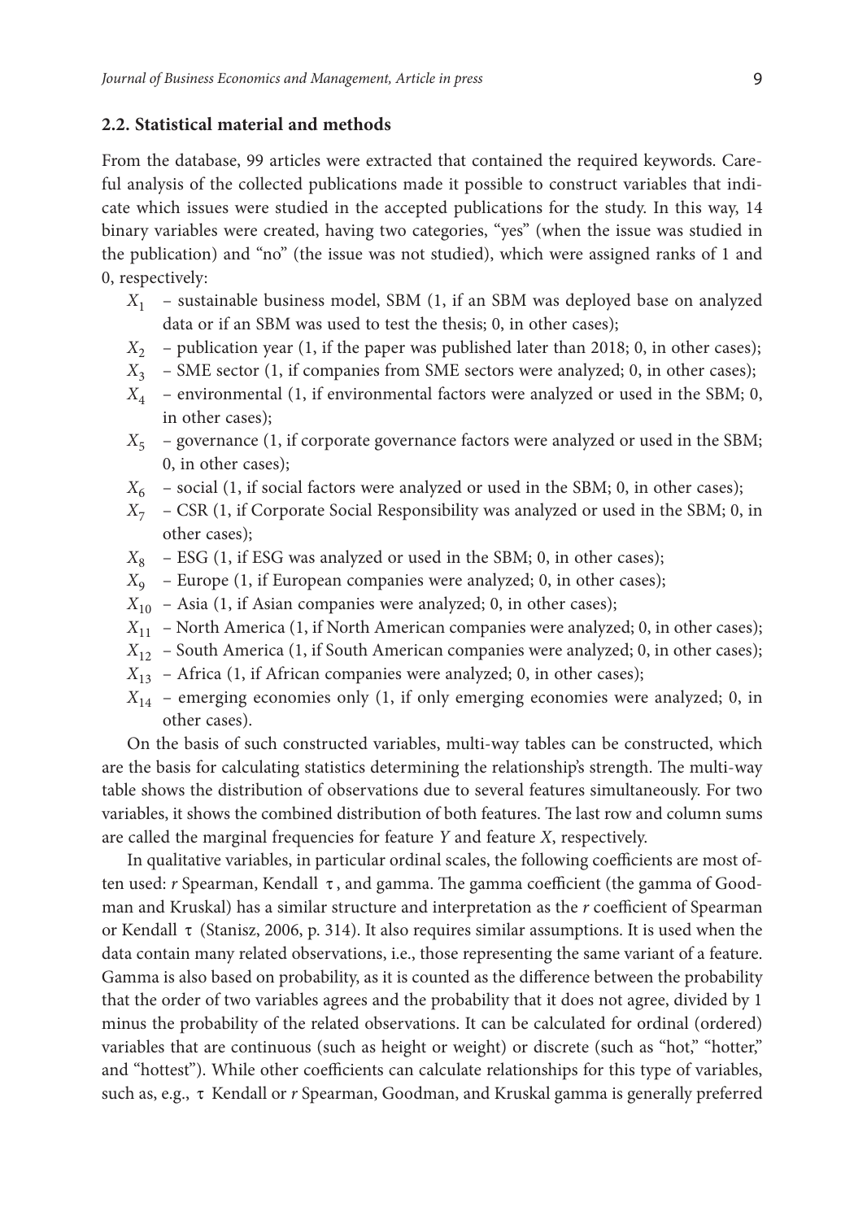### 2.2. Statistical material and methods

From the database, 99 articles were extracted that contained the required keywords. Careful analysis of the collected publications made it possible to construct variables that indicate which issues were studied in the accepted publications for the study. In this way, 14 binary variables were created, having two categories, "yes" (when the issue was studied in the publication) and "no" (the issue was not studied), which were assigned ranks of 1 and 0, respectively:

- $X_1$ – sustainable business model, SBM (1, if an SBM was deployed base on analyzed data or if an SBM was used to test the thesis; 0, in other cases);
- $X_2$ – publication year (1, if the paper was published later than 2018; 0, in other cases);
- $X_3$ – SME sector (1, if companies from SME sectors were analyzed; 0, in other cases);
- $X_4$ – environmental (1, if environmental factors were analyzed or used in the SBM; 0, in other cases);
- $X_5$ – governance (1, if corporate governance factors were analyzed or used in the SBM; 0, in other cases);
- $X_6$ – social (1, if social factors were analyzed or used in the SBM; 0, in other cases);
- $X_7$ – CSR (1, if Corporate Social Responsibility was analyzed or used in the SBM; 0, in other cases);
- $X_8$ – ESG (1, if ESG was analyzed or used in the SBM; 0, in other cases);
- $X_9$ – Europe (1, if European companies were analyzed; 0, in other cases);
- $X_{10}$ – Asia (1, if Asian companies were analyzed; 0, in other cases);
- $X_{11}$ – North America (1, if North American companies were analyzed; 0, in other cases);
- $X_{12}$ – South America (1, if South American companies were analyzed; 0, in other cases);
- $X_{13}$ – Africa (1, if African companies were analyzed; 0, in other cases);
- $X_{14}$ – emerging economies only (1, if only emerging economies were analyzed; 0, in other cases).

On the basis of such constructed variables, multi-way tables can be constructed, which are the basis for calculating statistics determining the relationship's strength. The multi-way table shows the distribution of observations due to several features simultaneously. For two variables, it shows the combined distribution of both features. The last row and column sums are called the marginal frequencies for feature *Y* and feature *X*, respectively.

In qualitative variables, in particular ordinal scales, the following coefficients are most often used: *r* Spearman, Kendall $\tau$, and gamma. The gamma coefficient (the gamma of Goodman and Kruskal) has a similar structure and interpretation as the *r* coefficient of Spearman or Kendall $\tau$ (Stanisz, 2006, p. 314). It also requires similar assumptions. It is used when the data contain many related observations, i.e., those representing the same variant of a feature. Gamma is also based on probability, as it is counted as the difference between the probability that the order of two variables agrees and the probability that it does not agree, divided by 1 minus the probability of the related observations. It can be calculated for ordinal (ordered) variables that are continuous (such as height or weight) or discrete (such as "hot," "hotter," and "hottest"). While other coefficients can calculate relationships for this type of variables, such as, e.g., $\tau$ Kendall or *r* Spearman, Goodman, and Kruskal gamma is generally preferred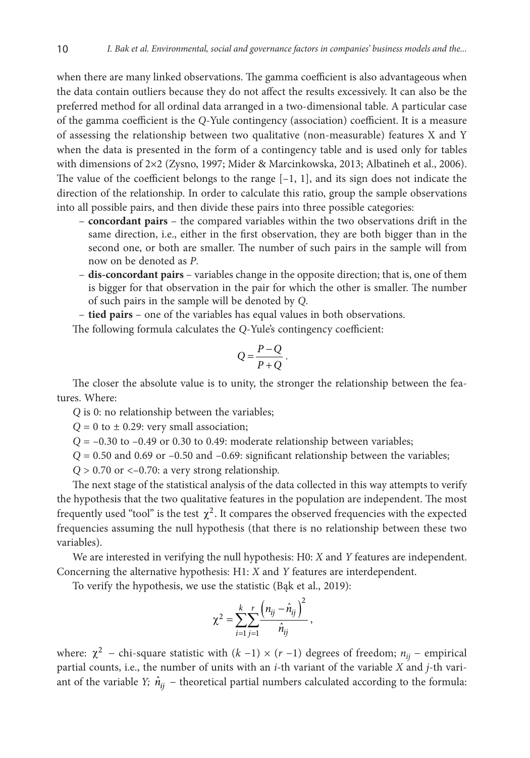when there are many linked observations. The gamma coefficient is also advantageous when the data contain outliers because they do not affect the results excessively. It can also be the preferred method for all ordinal data arranged in a two-dimensional table. A particular case of the gamma coefficient is the *Q*-Yule contingency (association) coefficient. It is a measure of assessing the relationship between two qualitative (non-measurable) features X and Y when the data is presented in the form of a contingency table and is used only for tables with dimensions of 2×2 (Zysno, 1997; Mider & Marcinkowska, 2013; Albatineh et al., 2006). The value of the coefficient belongs to the range [–1, 1], and its sign does not indicate the direction of the relationship. In order to calculate this ratio, group the sample observations into all possible pairs, and then divide these pairs into three possible categories:

- **concordant pairs** – the compared variables within the two observations drift in the same direction, i.e., either in the first observation, they are both bigger than in the second one, or both are smaller. The number of such pairs in the sample will from now on be denoted as *P*.
- **dis-concordant pairs** – variables change in the opposite direction; that is, one of them is bigger for that observation in the pair for which the other is smaller. The number of such pairs in the sample will be denoted by *Q*.
- **tied pairs** – one of the variables has equal values in both observations.

The following formula calculates the *Q*-Yule's contingency coefficient:

$$Q = \frac{P - Q}{P + Q}.$$

The closer the absolute value is to unity, the stronger the relationship between the features. Where:

$Q$ is 0: no relationship between the variables;

$Q = 0$ to $\pm 0.29$: very small association;

$Q = -0.30$ to $-0.49$ or $0.30$ to $0.49$: moderate relationship between variables;

$Q = 0.50$ and $0.69$ or $-0.50$ and $-0.69$: significant relationship between the variables;

$Q > 0.70$ or $< -0.70$: a very strong relationship.

The next stage of the statistical analysis of the data collected in this way attempts to verify the hypothesis that the two qualitative features in the population are independent. The most frequently used "tool" is the test $\chi^2$. It compares the observed frequencies with the expected frequencies assuming the null hypothesis (that there is no relationship between these two variables).

We are interested in verifying the null hypothesis: H0: *X* and *Y* features are independent. Concerning the alternative hypothesis: H1: *X* and *Y* features are interdependent.

To verify the hypothesis, we use the statistic (Bąk et al., 2019):

$$\chi^2 = \sum_{i=1}^{k} \sum_{j=1}^{r} \frac{\left(n_{ij} - \hat{n}_{ij}\right)^2}{\hat{n}_{ij}},$$

where: $\chi^2$ – chi-square statistic with $(k-1) \times (r-1)$ degrees of freedom; $n_{ij}$ – empirical partial counts, i.e., the number of units with an $i$-th variant of the variable *X* and $j$-th variant of the variable *Y;* $\hat{n}_{ij}$ – theoretical partial numbers calculated according to the formula: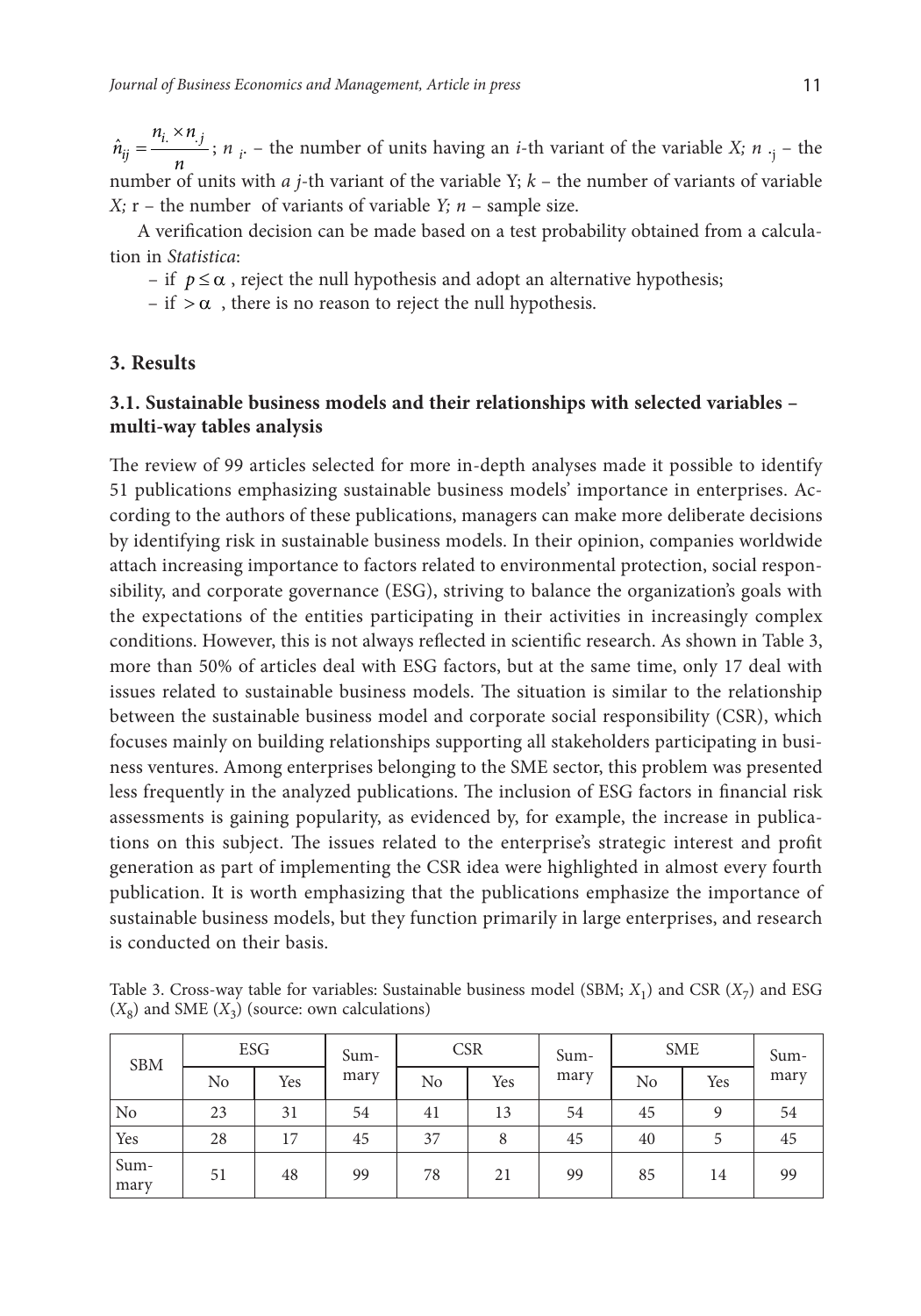$\hat{n}_{ij} = \frac{n_{i.} \times n_{.j}}{n}$; $n_{i.}$ – the number of units having an *i*-th variant of the variable *X*; $n_{.j}$ – the number of units with *a j*-th variant of the variable Y; *k* – the number of variants of variable *X;* r – the number of variants of variable *Y; n* – sample size.

A verification decision can be made based on a test probability obtained from a calculation in *Statistica*:

- if $p \leq \alpha$ , reject the null hypothesis and adopt an alternative hypothesis;
- if $> \alpha$ , there is no reason to reject the null hypothesis.

## 3. Results

### 3.1. Sustainable business models and their relationships with selected variables – multi-way tables analysis

The review of 99 articles selected for more in-depth analyses made it possible to identify 51 publications emphasizing sustainable business models' importance in enterprises. According to the authors of these publications, managers can make more deliberate decisions by identifying risk in sustainable business models. In their opinion, companies worldwide attach increasing importance to factors related to environmental protection, social responsibility, and corporate governance (ESG), striving to balance the organization's goals with the expectations of the entities participating in their activities in increasingly complex conditions. However, this is not always reflected in scientific research. As shown in Table 3, more than 50% of articles deal with ESG factors, but at the same time, only 17 deal with issues related to sustainable business models. The situation is similar to the relationship between the sustainable business model and corporate social responsibility (CSR), which focuses mainly on building relationships supporting all stakeholders participating in business ventures. Among enterprises belonging to the SME sector, this problem was presented less frequently in the analyzed publications. The inclusion of ESG factors in financial risk assessments is gaining popularity, as evidenced by, for example, the increase in publications on this subject. The issues related to the enterprise's strategic interest and profit generation as part of implementing the CSR idea were highlighted in almost every fourth publication. It is worth emphasizing that the publications emphasize the importance of sustainable business models, but they function primarily in large enterprises, and research is conducted on their basis.

Table 3. Cross-way table for variables: Sustainable business model (SBM; $X_1$) and CSR ($X_7$) and ESG ($X_8$) and SME ($X_3$) (source: own calculations)

| SBM | ESG | | Summary | CSR | | Summary | SME | | Summary |
|---|---|---|---|---|---|---|---|---|---|
| | No | Yes | | No | Yes | | No | Yes | |
| No | 23 | 31 | 54 | 41 | 13 | 54 | 45 | 9 | 54 |
| Yes | 28 | 17 | 45 | 37 | 8 | 45 | 40 | 5 | 45 |
| Summary | 51 | 48 | 99 | 78 | 21 | 99 | 85 | 14 | 99 |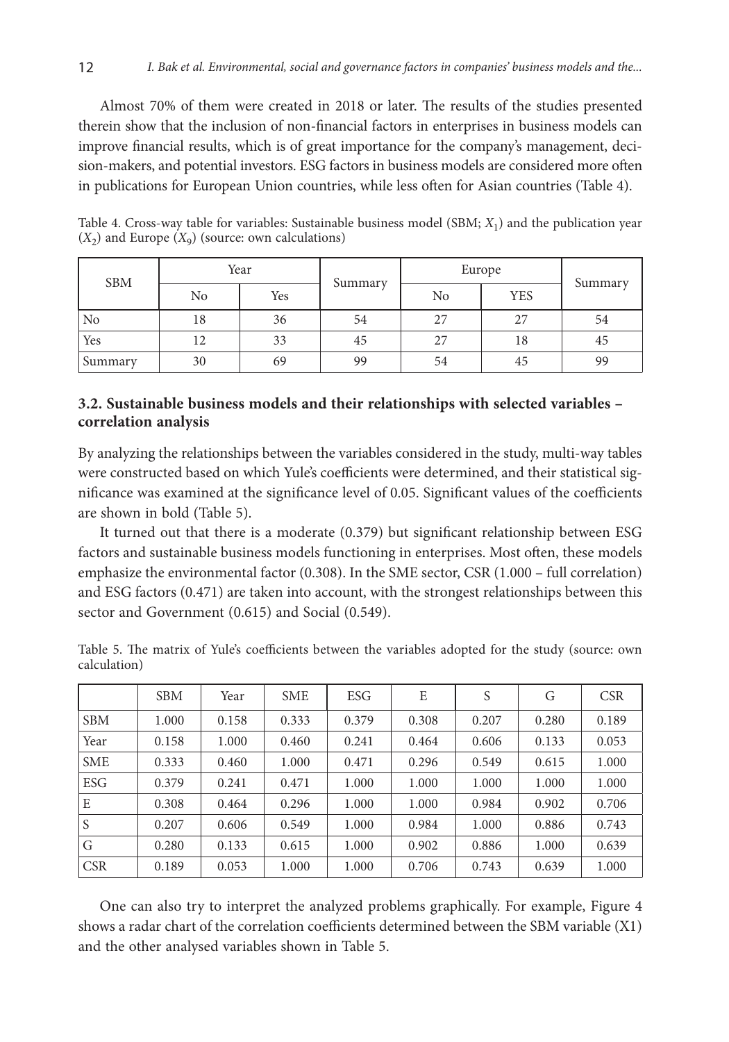Almost 70% of them were created in 2018 or later. The results of the studies presented therein show that the inclusion of non-financial factors in enterprises in business models can improve financial results, which is of great importance for the company's management, decision-makers, and potential investors. ESG factors in business models are considered more often in publications for European Union countries, while less often for Asian countries (Table 4).

Table 4. Cross-way table for variables: Sustainable business model (SBM; $X_1$) and the publication year ($X_2$) and Europe ($X_9$) (source: own calculations)

| SBM | Year | | Summary | Europe | | Summary |
|---|---|---|---|---|---|---|
| | No | Yes | | No | YES | |
| No | 18 | 36 | 54 | 27 | 27 | 54 |
| Yes | 12 | 33 | 45 | 27 | 18 | 45 |
| Summary | 30 | 69 | 99 | 54 | 45 | 99 |

### 3.2. Sustainable business models and their relationships with selected variables – correlation analysis

By analyzing the relationships between the variables considered in the study, multi-way tables were constructed based on which Yule's coefficients were determined, and their statistical significance was examined at the significance level of 0.05. Significant values of the coefficients are shown in bold (Table 5).

It turned out that there is a moderate (0.379) but significant relationship between ESG factors and sustainable business models functioning in enterprises. Most often, these models emphasize the environmental factor (0.308). In the SME sector, CSR (1.000 – full correlation) and ESG factors (0.471) are taken into account, with the strongest relationships between this sector and Government (0.615) and Social (0.549).

Table 5. The matrix of Yule's coefficients between the variables adopted for the study (source: own calculation)

| | SBM | Year | SME | ESG | E | S | G | CSR |
|---|---|---|---|---|---|---|---|---|
| SBM | 1.000 | 0.158 | 0.333 | 0.379 | 0.308 | 0.207 | 0.280 | 0.189 |
| Year | 0.158 | 1.000 | 0.460 | 0.241 | 0.464 | 0.606 | 0.133 | 0.053 |
| SME | 0.333 | 0.460 | 1.000 | 0.471 | 0.296 | 0.549 | 0.615 | 1.000 |
| ESG | 0.379 | 0.241 | 0.471 | 1.000 | 1.000 | 1.000 | 1.000 | 1.000 |
| E | 0.308 | 0.464 | 0.296 | 1.000 | 1.000 | 0.984 | 0.902 | 0.706 |
| S | 0.207 | 0.606 | 0.549 | 1.000 | 0.984 | 1.000 | 0.886 | 0.743 |
| G | 0.280 | 0.133 | 0.615 | 1.000 | 0.902 | 0.886 | 1.000 | 0.639 |
| CSR | 0.189 | 0.053 | 1.000 | 1.000 | 0.706 | 0.743 | 0.639 | 1.000 |

One can also try to interpret the analyzed problems graphically. For example, Figure 4 shows a radar chart of the correlation coefficients determined between the SBM variable (X1) and the other analysed variables shown in Table 5.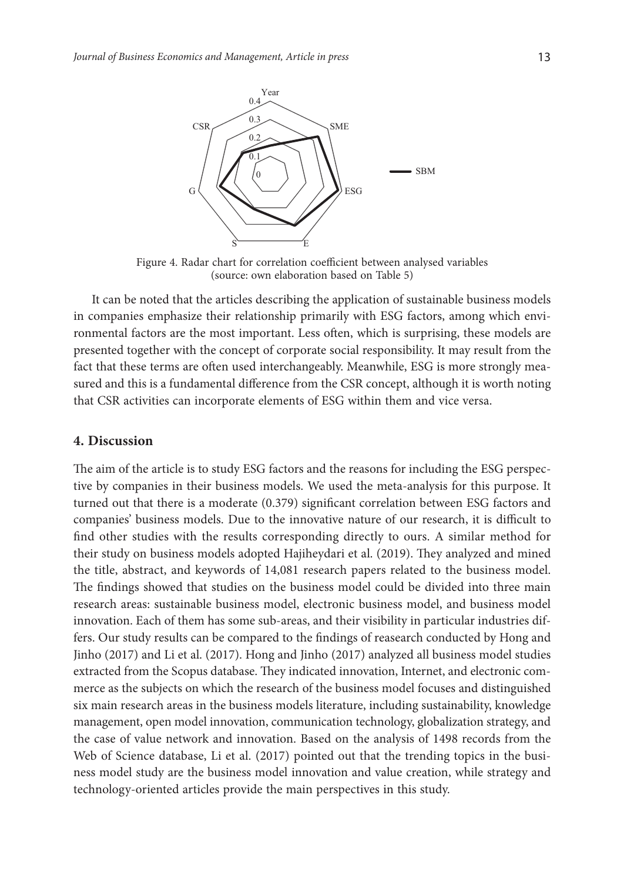Figure 4. Radar chart for correlation coefficient between analysed variables (source: own elaboration based on Table 5)

It can be noted that the articles describing the application of sustainable business models in companies emphasize their relationship primarily with ESG factors, among which environmental factors are the most important. Less often, which is surprising, these models are presented together with the concept of corporate social responsibility. It may result from the fact that these terms are often used interchangeably. Meanwhile, ESG is more strongly measured and this is a fundamental difference from the CSR concept, although it is worth noting that CSR activities can incorporate elements of ESG within them and vice versa.

## 4. Discussion

The aim of the article is to study ESG factors and the reasons for including the ESG perspective by companies in their business models. We used the meta-analysis for this purpose. It turned out that there is a moderate (0.379) significant correlation between ESG factors and companies' business models. Due to the innovative nature of our research, it is difficult to find other studies with the results corresponding directly to ours. A similar method for their study on business models adopted Hajiheydari et al. (2019). They analyzed and mined the title, abstract, and keywords of 14,081 research papers related to the business model. The findings showed that studies on the business model could be divided into three main research areas: sustainable business model, electronic business model, and business model innovation. Each of them has some sub-areas, and their visibility in particular industries differs. Our study results can be compared to the findings of reasearch conducted by Hong and Jinho (2017) and Li et al. (2017). Hong and Jinho (2017) analyzed all business model studies extracted from the Scopus database. They indicated innovation, Internet, and electronic commerce as the subjects on which the research of the business model focuses and distinguished six main research areas in the business models literature, including sustainability, knowledge management, open model innovation, communication technology, globalization strategy, and the case of value network and innovation. Based on the analysis of 1498 records from the Web of Science database, Li et al. (2017) pointed out that the trending topics in the business model study are the business model innovation and value creation, while strategy and technology-oriented articles provide the main perspectives in this study.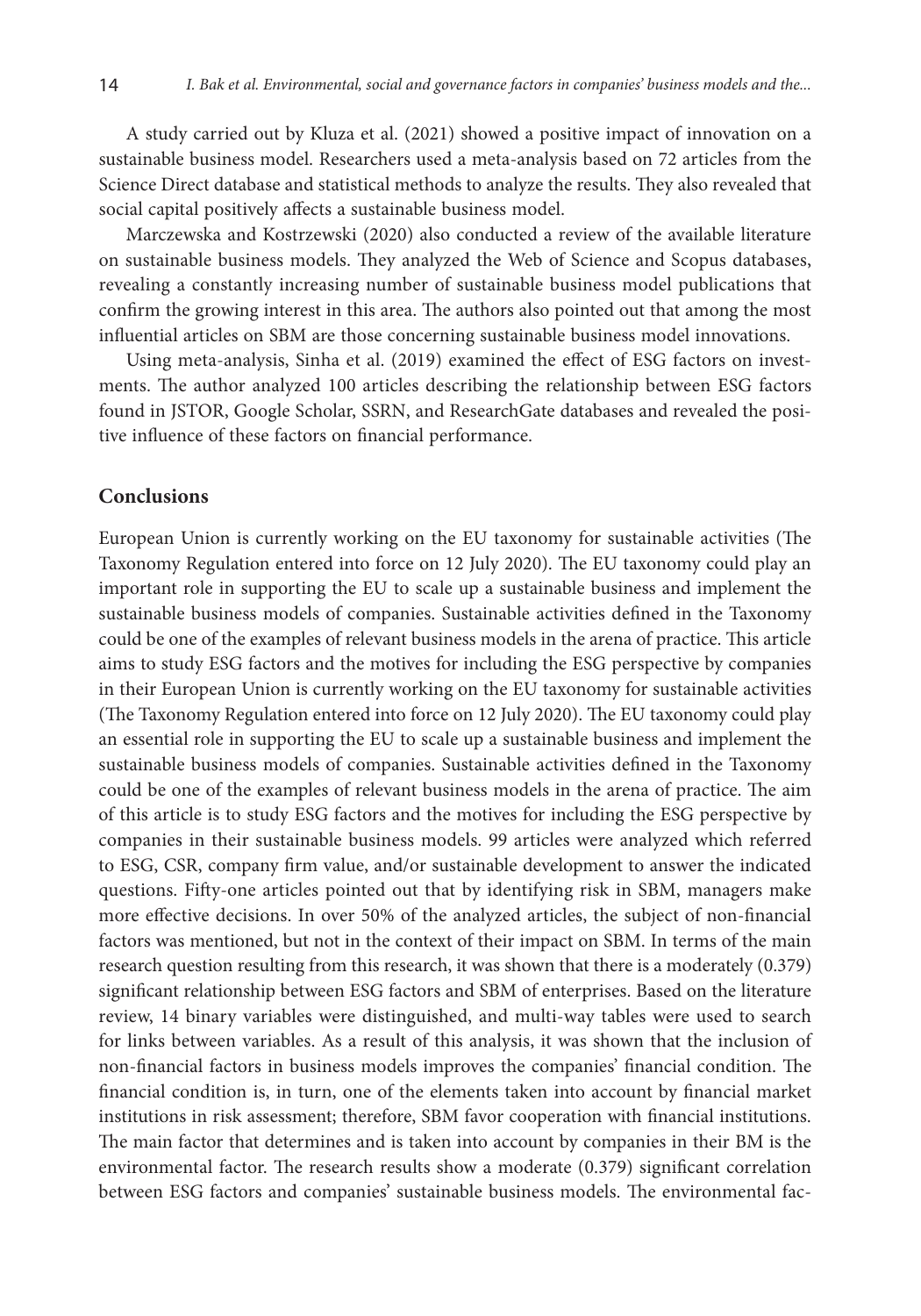A study carried out by Kluza et al. (2021) showed a positive impact of innovation on a sustainable business model. Researchers used a meta-analysis based on 72 articles from the Science Direct database and statistical methods to analyze the results. They also revealed that social capital positively affects a sustainable business model.

Marczewska and Kostrzewski (2020) also conducted a review of the available literature on sustainable business models. They analyzed the Web of Science and Scopus databases, revealing a constantly increasing number of sustainable business model publications that confirm the growing interest in this area. The authors also pointed out that among the most influential articles on SBM are those concerning sustainable business model innovations.

Using meta-analysis, Sinha et al. (2019) examined the effect of ESG factors on investments. The author analyzed 100 articles describing the relationship between ESG factors found in JSTOR, Google Scholar, SSRN, and ResearchGate databases and revealed the positive influence of these factors on financial performance.

## Conclusions

European Union is currently working on the EU taxonomy for sustainable activities (The Taxonomy Regulation entered into force on 12 July 2020). The EU taxonomy could play an important role in supporting the EU to scale up a sustainable business and implement the sustainable business models of companies. Sustainable activities defined in the Taxonomy could be one of the examples of relevant business models in the arena of practice. This article aims to study ESG factors and the motives for including the ESG perspective by companies in their European Union is currently working on the EU taxonomy for sustainable activities (The Taxonomy Regulation entered into force on 12 July 2020). The EU taxonomy could play an essential role in supporting the EU to scale up a sustainable business and implement the sustainable business models of companies. Sustainable activities defined in the Taxonomy could be one of the examples of relevant business models in the arena of practice. The aim of this article is to study ESG factors and the motives for including the ESG perspective by companies in their sustainable business models. 99 articles were analyzed which referred to ESG, CSR, company firm value, and/or sustainable development to answer the indicated questions. Fifty-one articles pointed out that by identifying risk in SBM, managers make more effective decisions. In over 50% of the analyzed articles, the subject of non-financial factors was mentioned, but not in the context of their impact on SBM. In terms of the main research question resulting from this research, it was shown that there is a moderately (0.379) significant relationship between ESG factors and SBM of enterprises. Based on the literature review, 14 binary variables were distinguished, and multi-way tables were used to search for links between variables. As a result of this analysis, it was shown that the inclusion of non-financial factors in business models improves the companies' financial condition. The financial condition is, in turn, one of the elements taken into account by financial market institutions in risk assessment; therefore, SBM favor cooperation with financial institutions. The main factor that determines and is taken into account by companies in their BM is the environmental factor. The research results show a moderate (0.379) significant correlation between ESG factors and companies' sustainable business models. The environmental fac-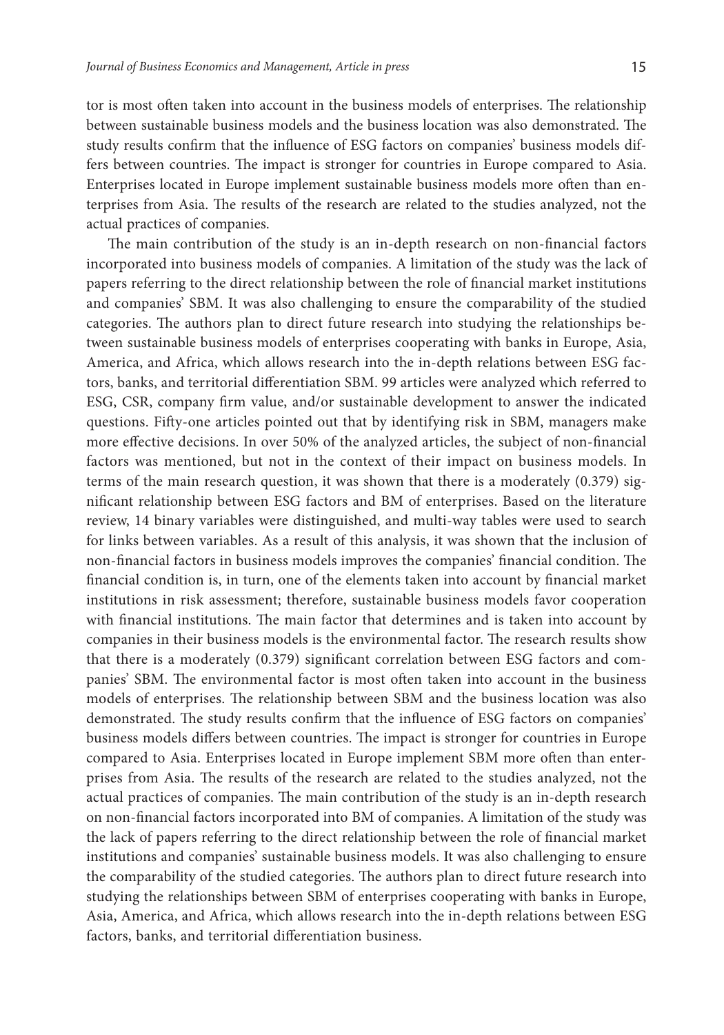tor is most often taken into account in the business models of enterprises. The relationship between sustainable business models and the business location was also demonstrated. The study results confirm that the influence of ESG factors on companies' business models differs between countries. The impact is stronger for countries in Europe compared to Asia. Enterprises located in Europe implement sustainable business models more often than enterprises from Asia. The results of the research are related to the studies analyzed, not the actual practices of companies.

The main contribution of the study is an in-depth research on non-financial factors incorporated into business models of companies. A limitation of the study was the lack of papers referring to the direct relationship between the role of financial market institutions and companies' SBM. It was also challenging to ensure the comparability of the studied categories. The authors plan to direct future research into studying the relationships between sustainable business models of enterprises cooperating with banks in Europe, Asia, America, and Africa, which allows research into the in-depth relations between ESG factors, banks, and territorial differentiation SBM. 99 articles were analyzed which referred to ESG, CSR, company firm value, and/or sustainable development to answer the indicated questions. Fifty-one articles pointed out that by identifying risk in SBM, managers make more effective decisions. In over 50% of the analyzed articles, the subject of non-financial factors was mentioned, but not in the context of their impact on business models. In terms of the main research question, it was shown that there is a moderately (0.379) significant relationship between ESG factors and BM of enterprises. Based on the literature review, 14 binary variables were distinguished, and multi-way tables were used to search for links between variables. As a result of this analysis, it was shown that the inclusion of non-financial factors in business models improves the companies' financial condition. The financial condition is, in turn, one of the elements taken into account by financial market institutions in risk assessment; therefore, sustainable business models favor cooperation with financial institutions. The main factor that determines and is taken into account by companies in their business models is the environmental factor. The research results show that there is a moderately (0.379) significant correlation between ESG factors and companies' SBM. The environmental factor is most often taken into account in the business models of enterprises. The relationship between SBM and the business location was also demonstrated. The study results confirm that the influence of ESG factors on companies' business models differs between countries. The impact is stronger for countries in Europe compared to Asia. Enterprises located in Europe implement SBM more often than enterprises from Asia. The results of the research are related to the studies analyzed, not the actual practices of companies. The main contribution of the study is an in-depth research on non-financial factors incorporated into BM of companies. A limitation of the study was the lack of papers referring to the direct relationship between the role of financial market institutions and companies' sustainable business models. It was also challenging to ensure the comparability of the studied categories. The authors plan to direct future research into studying the relationships between SBM of enterprises cooperating with banks in Europe, Asia, America, and Africa, which allows research into the in-depth relations between ESG factors, banks, and territorial differentiation business.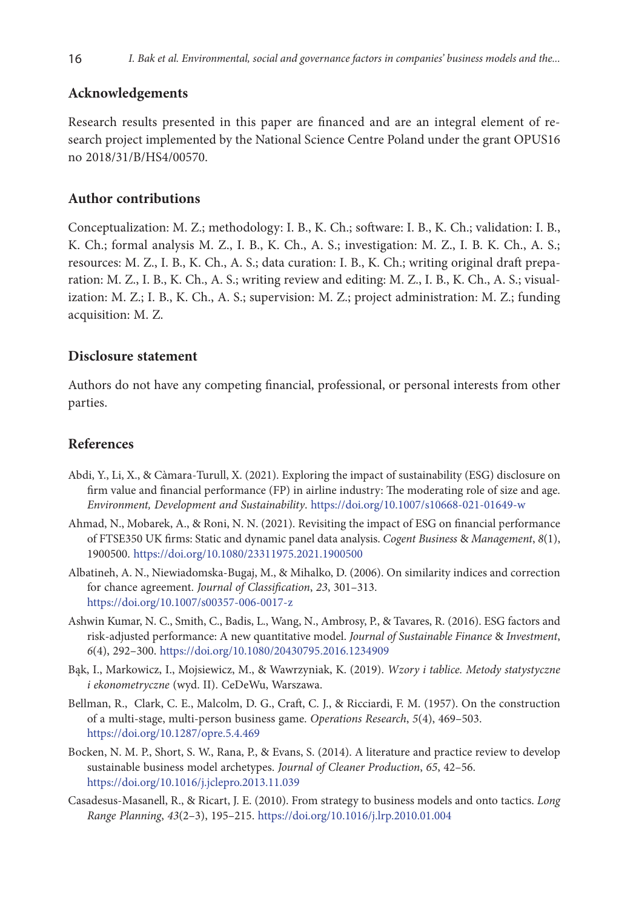## Acknowledgements

Research results presented in this paper are financed and are an integral element of research project implemented by the National Science Centre Poland under the grant OPUS16 no 2018/31/B/HS4/00570.

## Author contributions

Conceptualization: M. Z.; methodology: I. B., K. Ch.; software: I. B., K. Ch.; validation: I. B., K. Ch.; formal analysis M. Z., I. B., K. Ch., A. S.; investigation: M. Z., I. B. K. Ch., A. S.; resources: M. Z., I. B., K. Ch., A. S.; data curation: I. B., K. Ch.; writing original draft preparation: M. Z., I. B., K. Ch., A. S.; writing review and editing: M. Z., I. B., K. Ch., A. S.; visualization: M. Z.; I. B., K. Ch., A. S.; supervision: M. Z.; project administration: M. Z.; funding acquisition: M. Z.

## Disclosure statement

Authors do not have any competing financial, professional, or personal interests from other parties.

## References

Abdi, Y., Li, X., & Càmara-Turull, X. (2021). Exploring the impact of sustainability (ESG) disclosure on firm value and financial performance (FP) in airline industry: The moderating role of size and age. *Environment, Development and Sustainability*. https://doi.org/10.1007/s10668-021-01649-w

Ahmad, N., Mobarek, A., & Roni, N. N. (2021). Revisiting the impact of ESG on financial performance of FTSE350 UK firms: Static and dynamic panel data analysis. *Cogent Business & Management*, *8*(1), 1900500. https://doi.org/10.1080/23311975.2021.1900500

Albatineh, A. N., Niewiadomska-Bugaj, M., & Mihalko, D. (2006). On similarity indices and correction for chance agreement. *Journal of Classification*, *23*, 301–313. https://doi.org/10.1007/s00357-006-0017-z

Ashwin Kumar, N. C., Smith, C., Badis, L., Wang, N., Ambrosy, P., & Tavares, R. (2016). ESG factors and risk-adjusted performance: A new quantitative model. *Journal of Sustainable Finance & Investment*, *6*(4), 292–300. https://doi.org/10.1080/20430795.2016.1234909

Bąk, I., Markowicz, I., Mojsiewicz, M., & Wawrzyniak, K. (2019). *Wzory i tablice. Metody statystyczne i ekonometryczne* (wyd. II). CeDeWu, Warszawa.

Bellman, R., Clark, C. E., Malcolm, D. G., Craft, C. J., & Ricciardi, F. M. (1957). On the construction of a multi-stage, multi-person business game. *Operations Research*, *5*(4), 469–503. https://doi.org/10.1287/opre.5.4.469

Bocken, N. M. P., Short, S. W., Rana, P., & Evans, S. (2014). A literature and practice review to develop sustainable business model archetypes. *Journal of Cleaner Production*, *65*, 42–56. https://doi.org/10.1016/j.jclepro.2013.11.039

Casadesus-Masanell, R., & Ricart, J. E. (2010). From strategy to business models and onto tactics. *Long Range Planning*, *43*(2–3), 195–215. https://doi.org/10.1016/j.lrp.2010.01.004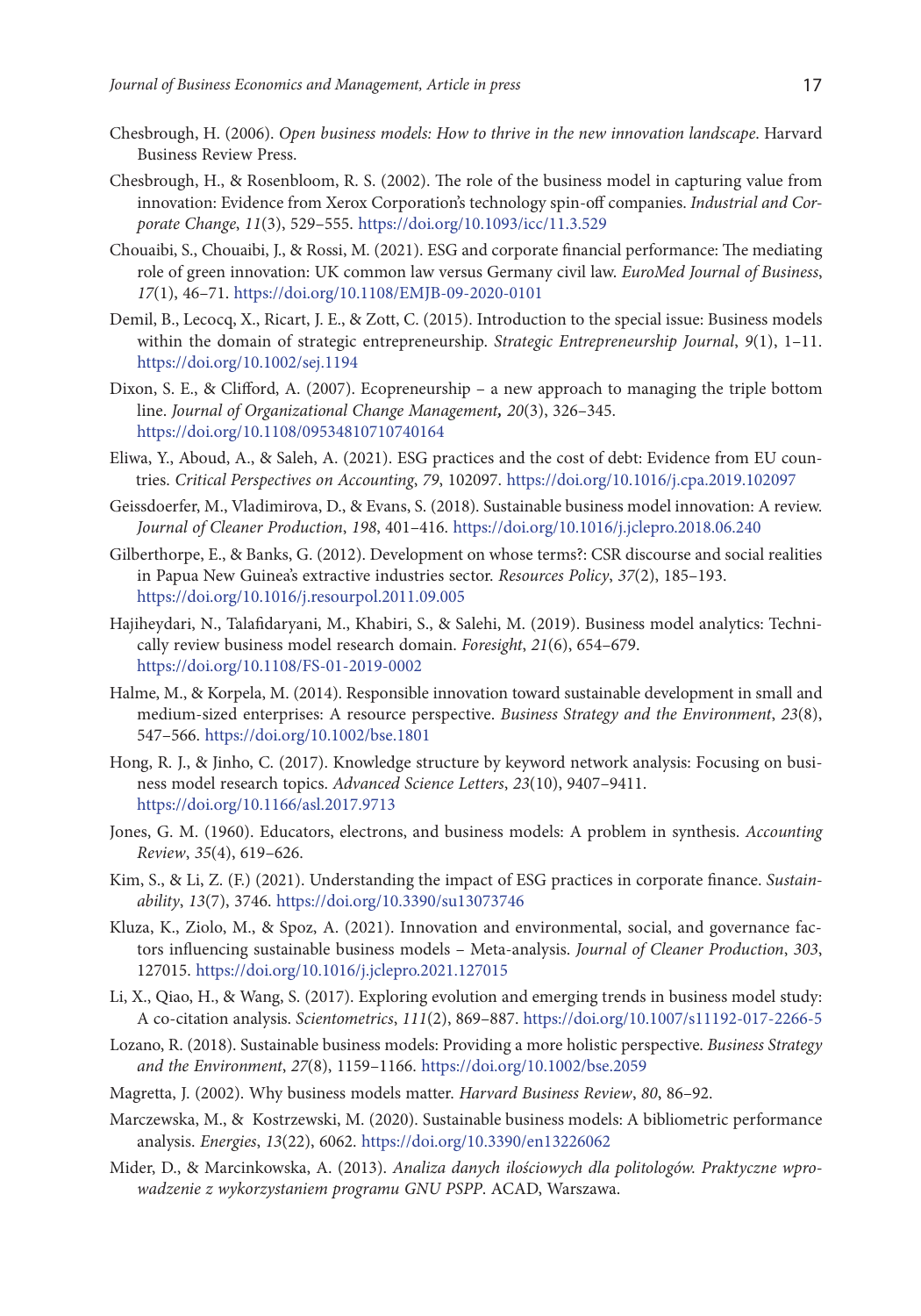Chesbrough, H. (2006). *Open business models: How to thrive in the new innovation landscape*. Harvard Business Review Press.

Chesbrough, H., & Rosenbloom, R. S. (2002). The role of the business model in capturing value from innovation: Evidence from Xerox Corporation's technology spin-off companies. *Industrial and Corporate Change*, *11*(3), 529–555. https://doi.org/10.1093/icc/11.3.529

Chouaibi, S., Chouaibi, J., & Rossi, M. (2021). ESG and corporate financial performance: The mediating role of green innovation: UK common law versus Germany civil law. *EuroMed Journal of Business*, *17*(1), 46–71. https://doi.org/10.1108/EMJB-09-2020-0101

Demil, B., Lecocq, X., Ricart, J. E., & Zott, C. (2015). Introduction to the special issue: Business models within the domain of strategic entrepreneurship. *Strategic Entrepreneurship Journal*, *9*(1), 1–11. https://doi.org/10.1002/sej.1194

Dixon, S. E., & Clifford, A. (2007). Ecopreneurship – a new approach to managing the triple bottom line. *Journal of Organizational Change Management, 20*(3), 326–345. https://doi.org/10.1108/09534810710740164

Eliwa, Y., Aboud, A., & Saleh, A. (2021). ESG practices and the cost of debt: Evidence from EU countries. *Critical Perspectives on Accounting*, *79*, 102097. https://doi.org/10.1016/j.cpa.2019.102097

Geissdoerfer, M., Vladimirova, D., & Evans, S. (2018). Sustainable business model innovation: A review. *Journal of Cleaner Production*, *198*, 401–416. https://doi.org/10.1016/j.jclepro.2018.06.240

Gilberthorpe, E., & Banks, G. (2012). Development on whose terms?: CSR discourse and social realities in Papua New Guinea's extractive industries sector. *Resources Policy*, *37*(2), 185–193. https://doi.org/10.1016/j.resourpol.2011.09.005

Hajiheydari, N., Talafidaryani, M., Khabiri, S., & Salehi, M. (2019). Business model analytics: Technically review business model research domain. *Foresight*, *21*(6), 654–679. https://doi.org/10.1108/FS-01-2019-0002

Halme, M., & Korpela, M. (2014). Responsible innovation toward sustainable development in small and medium-sized enterprises: A resource perspective. *Business Strategy and the Environment*, *23*(8), 547–566. https://doi.org/10.1002/bse.1801

Hong, R. J., & Jinho, C. (2017). Knowledge structure by keyword network analysis: Focusing on business model research topics. *Advanced Science Letters*, *23*(10), 9407–9411. https://doi.org/10.1166/asl.2017.9713

Jones, G. M. (1960). Educators, electrons, and business models: A problem in synthesis. *Accounting Review*, *35*(4), 619–626.

Kim, S., & Li, Z. (F.) (2021). Understanding the impact of ESG practices in corporate finance. *Sustainability*, *13*(7), 3746. https://doi.org/10.3390/su13073746

Kluza, K., Ziolo, M., & Spoz, A. (2021). Innovation and environmental, social, and governance factors influencing sustainable business models – Meta-analysis. *Journal of Cleaner Production*, *303*, 127015. https://doi.org/10.1016/j.jclepro.2021.127015

Li, X., Qiao, H., & Wang, S. (2017). Exploring evolution and emerging trends in business model study: A co-citation analysis. *Scientometrics*, *111*(2), 869–887. https://doi.org/10.1007/s11192-017-2266-5

Lozano, R. (2018). Sustainable business models: Providing a more holistic perspective. *Business Strategy and the Environment*, *27*(8), 1159–1166. https://doi.org/10.1002/bse.2059

Magretta, J. (2002). Why business models matter. *Harvard Business Review*, *80*, 86–92.

Marczewska, M., & Kostrzewski, M. (2020). Sustainable business models: A bibliometric performance analysis. *Energies*, *13*(22), 6062. https://doi.org/10.3390/en13226062

Mider, D., & Marcinkowska, A. (2013). *Analiza danych ilościowych dla politologów. Praktyczne wprowadzenie z wykorzystaniem programu GNU PSPP*. ACAD, Warszawa.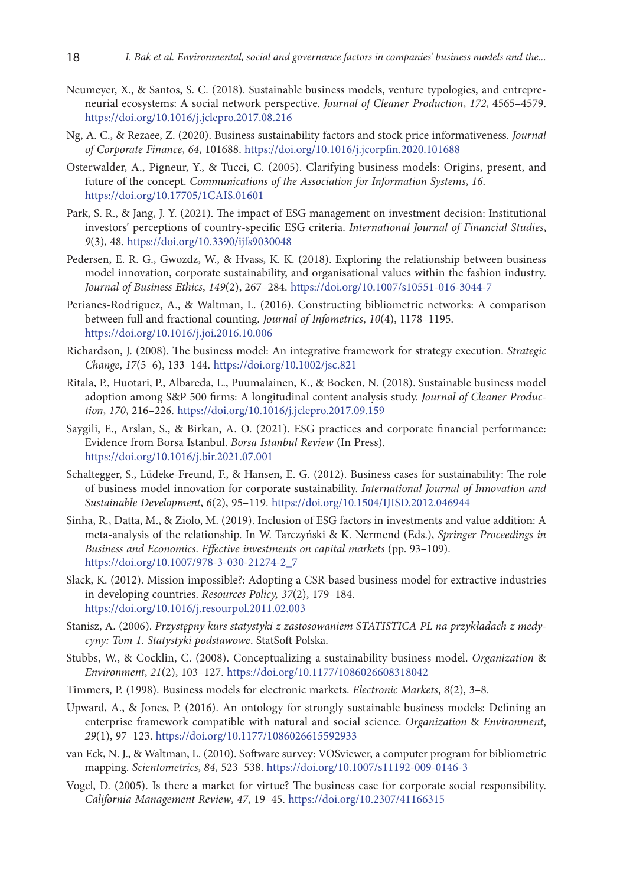Neumeyer, X., & Santos, S. C. (2018). Sustainable business models, venture typologies, and entrepreneurial ecosystems: A social network perspective. *Journal of Cleaner Production*, *172*, 4565–4579. https://doi.org/10.1016/j.jclepro.2017.08.216

Ng, A. C., & Rezaee, Z. (2020). Business sustainability factors and stock price informativeness. *Journal of Corporate Finance*, *64*, 101688. https://doi.org/10.1016/j.jcorpfin.2020.101688

Osterwalder, A., Pigneur, Y., & Tucci, C. (2005). Clarifying business models: Origins, present, and future of the concept. *Communications of the Association for Information Systems*, *16*. https://doi.org/10.17705/1CAIS.01601

Park, S. R., & Jang, J. Y. (2021). The impact of ESG management on investment decision: Institutional investors' perceptions of country-specific ESG criteria. *International Journal of Financial Studies*, *9*(3), 48. https://doi.org/10.3390/ijfs9030048

Pedersen, E. R. G., Gwozdz, W., & Hvass, K. K. (2018). Exploring the relationship between business model innovation, corporate sustainability, and organisational values within the fashion industry. *Journal of Business Ethics*, *149*(2), 267–284. https://doi.org/10.1007/s10551-016-3044-7

Perianes-Rodriguez, A., & Waltman, L. (2016). Constructing bibliometric networks: A comparison between full and fractional counting. *Journal of Infometrics*, *10*(4), 1178–1195. https://doi.org/10.1016/j.joi.2016.10.006

Richardson, J. (2008). The business model: An integrative framework for strategy execution. *Strategic Change*, *17*(5–6), 133–144. https://doi.org/10.1002/jsc.821

Ritala, P., Huotari, P., Albareda, L., Puumalainen, K., & Bocken, N. (2018). Sustainable business model adoption among S&P 500 firms: A longitudinal content analysis study. *Journal of Cleaner Production*, *170*, 216–226. https://doi.org/10.1016/j.jclepro.2017.09.159

Saygili, E., Arslan, S., & Birkan, A. O. (2021). ESG practices and corporate financial performance: Evidence from Borsa Istanbul. *Borsa Istanbul Review* (In Press). https://doi.org/10.1016/j.bir.2021.07.001

Schaltegger, S., Lüdeke-Freund, F., & Hansen, E. G. (2012). Business cases for sustainability: The role of business model innovation for corporate sustainability. *International Journal of Innovation and Sustainable Development*, *6*(2), 95–119. https://doi.org/10.1504/IJISD.2012.046944

Sinha, R., Datta, M., & Ziolo, M. (2019). Inclusion of ESG factors in investments and value addition: A meta-analysis of the relationship. In W. Tarczyński & K. Nermend (Eds.), *Springer Proceedings in Business and Economics*. *Effective investments on capital markets* (pp. 93–109). https://doi.org/10.1007/978-3-030-21274-2_7

Slack, K. (2012). Mission impossible?: Adopting a CSR-based business model for extractive industries in developing countries. *Resources Policy, 37*(2), 179–184. https://doi.org/10.1016/j.resourpol.2011.02.003

Stanisz, A. (2006). *Przystępny kurs statystyki z zastosowaniem STATISTICA PL na przykładach z medycyny: Tom 1. Statystyki podstawowe*. StatSoft Polska.

Stubbs, W., & Cocklin, C. (2008). Conceptualizing a sustainability business model. *Organization* & *Environment*, *21*(2), 103–127. https://doi.org/10.1177/1086026608318042

Timmers, P. (1998). Business models for electronic markets. *Electronic Markets*, *8*(2), 3–8.

Upward, A., & Jones, P. (2016). An ontology for strongly sustainable business models: Defining an enterprise framework compatible with natural and social science. *Organization* & *Environment*, *29*(1), 97–123. https://doi.org/10.1177/1086026615592933

van Eck, N. J., & Waltman, L. (2010). Software survey: VOSviewer, a computer program for bibliometric mapping. *Scientometrics*, *84*, 523–538. https://doi.org/10.1007/s11192-009-0146-3

Vogel, D. (2005). Is there a market for virtue? The business case for corporate social responsibility. *California Management Review*, *47*, 19–45. https://doi.org/10.2307/41166315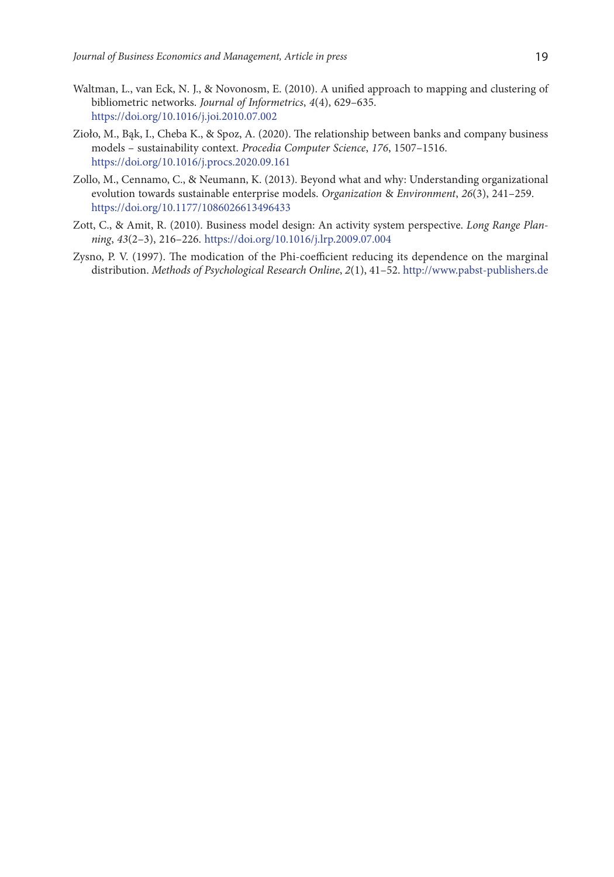Waltman, L., van Eck, N. J., & Novonosm, E. (2010). A unified approach to mapping and clustering of bibliometric networks. *Journal of Informetrics*, *4*(4), 629–635. https://doi.org/10.1016/j.joi.2010.07.002

Zioło, M., Bąk, I., Cheba K., & Spoz, A. (2020). The relationship between banks and company business models – sustainability context. *Procedia Computer Science*, *176*, 1507–1516. https://doi.org/10.1016/j.procs.2020.09.161

Zollo, M., Cennamo, C., & Neumann, K. (2013). Beyond what and why: Understanding organizational evolution towards sustainable enterprise models. *Organization* & *Environment*, *26*(3), 241–259. https://doi.org/10.1177/1086026613496433

Zott, C., & Amit, R. (2010). Business model design: An activity system perspective. *Long Range Planning*, *43*(2–3), 216–226. https://doi.org/10.1016/j.lrp.2009.07.004

Zysno, P. V. (1997). The modication of the Phi-coefficient reducing its dependence on the marginal distribution. *Methods of Psychological Research Online*, *2*(1), 41–52. http://www.pabst-publishers.de